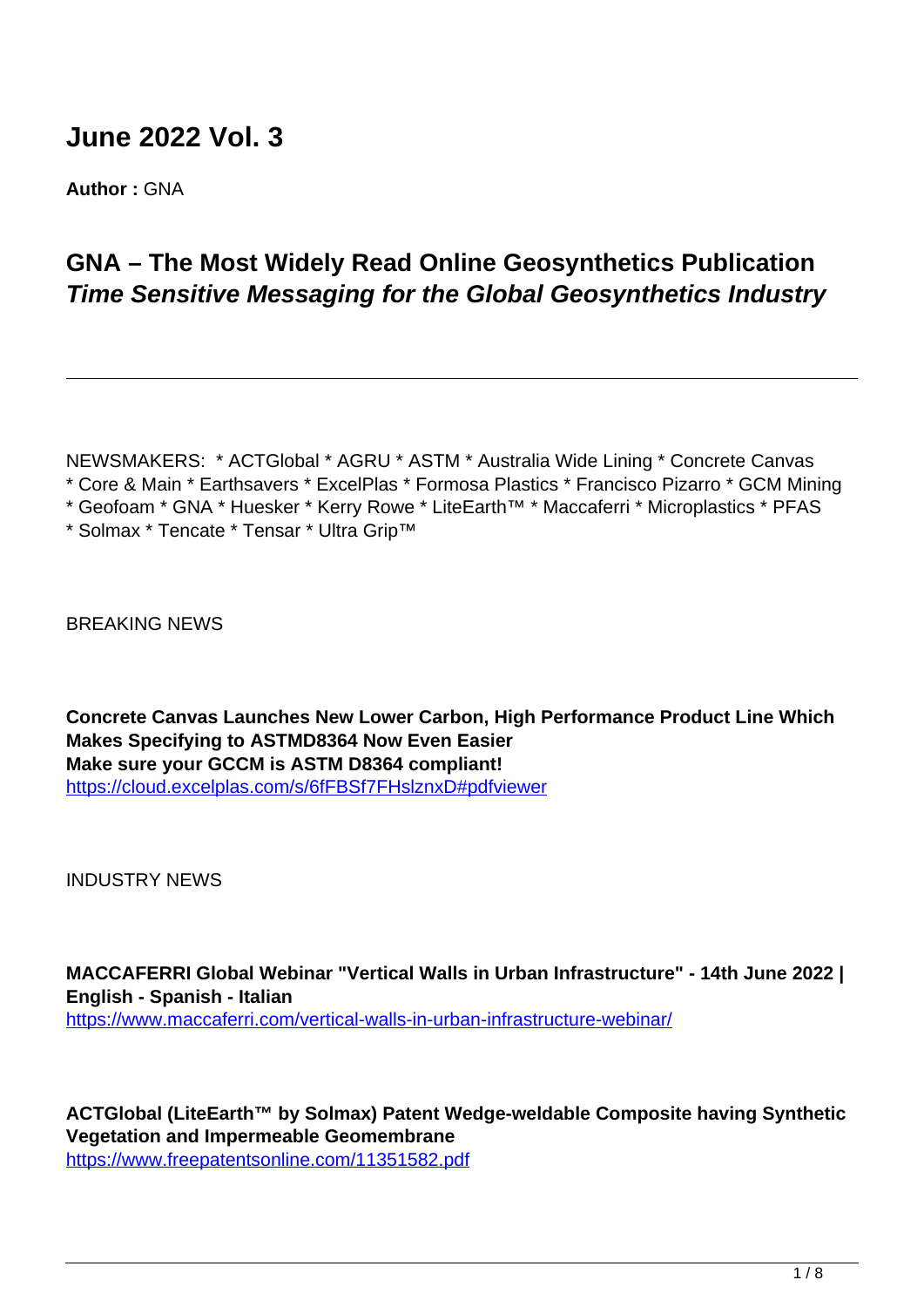# June 2022 Vol. 3

**Author :** GNA

## GNA – The Most Widely Read Online Geosynthetics Publication
## ***Time Sensitive Messaging for the Global Geosynthetics Industry***

---

NEWSMAKERS: * ACTGlobal * AGRU * ASTM * Australia Wide Lining * Concrete Canvas * Core & Main * Earthsavers * ExcelPlas * Formosa Plastics * Francisco Pizarro * GCM Mining * Geofoam * GNA * Huesker * Kerry Rowe * LiteEarth™ * Maccaferri * Microplastics * PFAS * Solmax * Tencate * Tensar * Ultra Grip™

BREAKING NEWS

**Concrete Canvas Launches New Lower Carbon, High Performance Product Line Which Makes Specifying to ASTMD8364 Now Even Easier**
**Make sure your GCCM is ASTM D8364 compliant!**
https://cloud.excelplas.com/s/6fFBSf7FHslznxD#pdfviewer

INDUSTRY NEWS

**MACCAFERRI Global Webinar "Vertical Walls in Urban Infrastructure" - 14th June 2022 | English - Spanish - Italian**
https://www.maccaferri.com/vertical-walls-in-urban-infrastructure-webinar/

**ACTGlobal (LiteEarth™ by Solmax) Patent Wedge-weldable Composite having Synthetic Vegetation and Impermeable Geomembrane**
https://www.freepatentsonline.com/11351582.pdf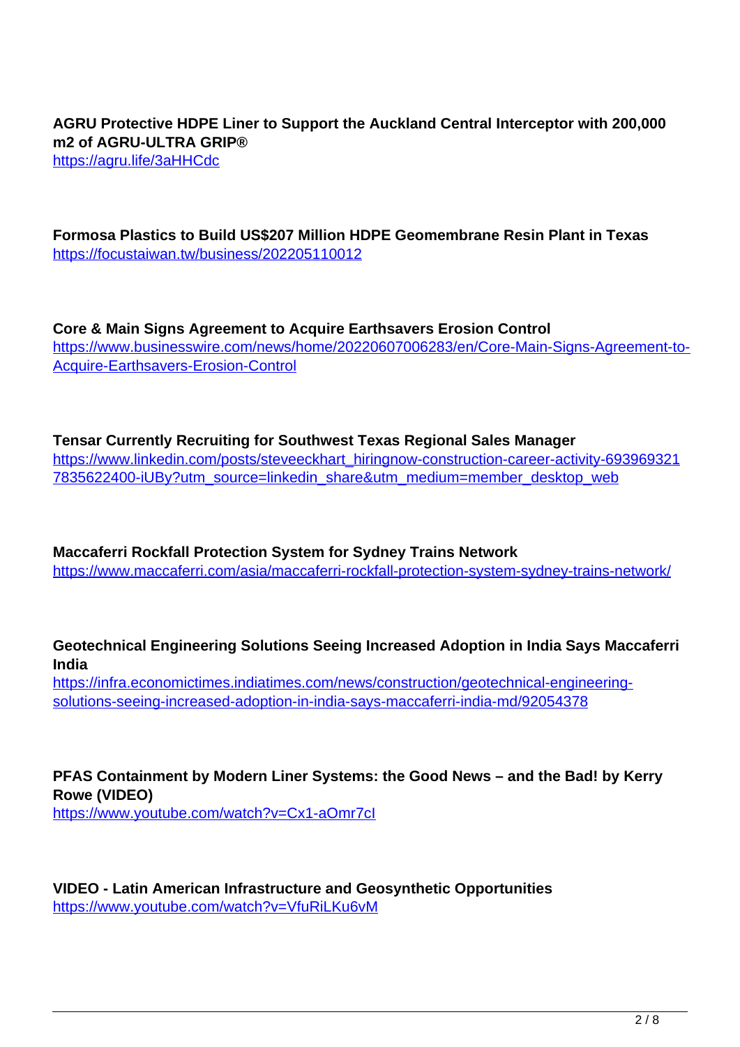**AGRU Protective HDPE Liner to Support the Auckland Central Interceptor with 200,000 m2 of AGRU-ULTRA GRIP®**
https://agru.life/3aHHCdc

**Formosa Plastics to Build US$207 Million HDPE Geomembrane Resin Plant in Texas**
https://focustaiwan.tw/business/202205110012

**Core & Main Signs Agreement to Acquire Earthsavers Erosion Control**
https://www.businesswire.com/news/home/20220607006283/en/Core-Main-Signs-Agreement-to-Acquire-Earthsavers-Erosion-Control

**Tensar Currently Recruiting for Southwest Texas Regional Sales Manager**
https://www.linkedin.com/posts/steveeckhart_hiringnow-construction-career-activity-6939693217835622400-iUBy?utm_source=linkedin_share&utm_medium=member_desktop_web

**Maccaferri Rockfall Protection System for Sydney Trains Network**
https://www.maccaferri.com/asia/maccaferri-rockfall-protection-system-sydney-trains-network/

**Geotechnical Engineering Solutions Seeing Increased Adoption in India Says Maccaferri India**
https://infra.economictimes.indiatimes.com/news/construction/geotechnical-engineering-solutions-seeing-increased-adoption-in-india-says-maccaferri-india-md/92054378

**PFAS Containment by Modern Liner Systems: the Good News – and the Bad! by Kerry Rowe (VIDEO)**
https://www.youtube.com/watch?v=Cx1-aOmr7cI

**VIDEO - Latin American Infrastructure and Geosynthetic Opportunities**
https://www.youtube.com/watch?v=VfuRiLKu6vM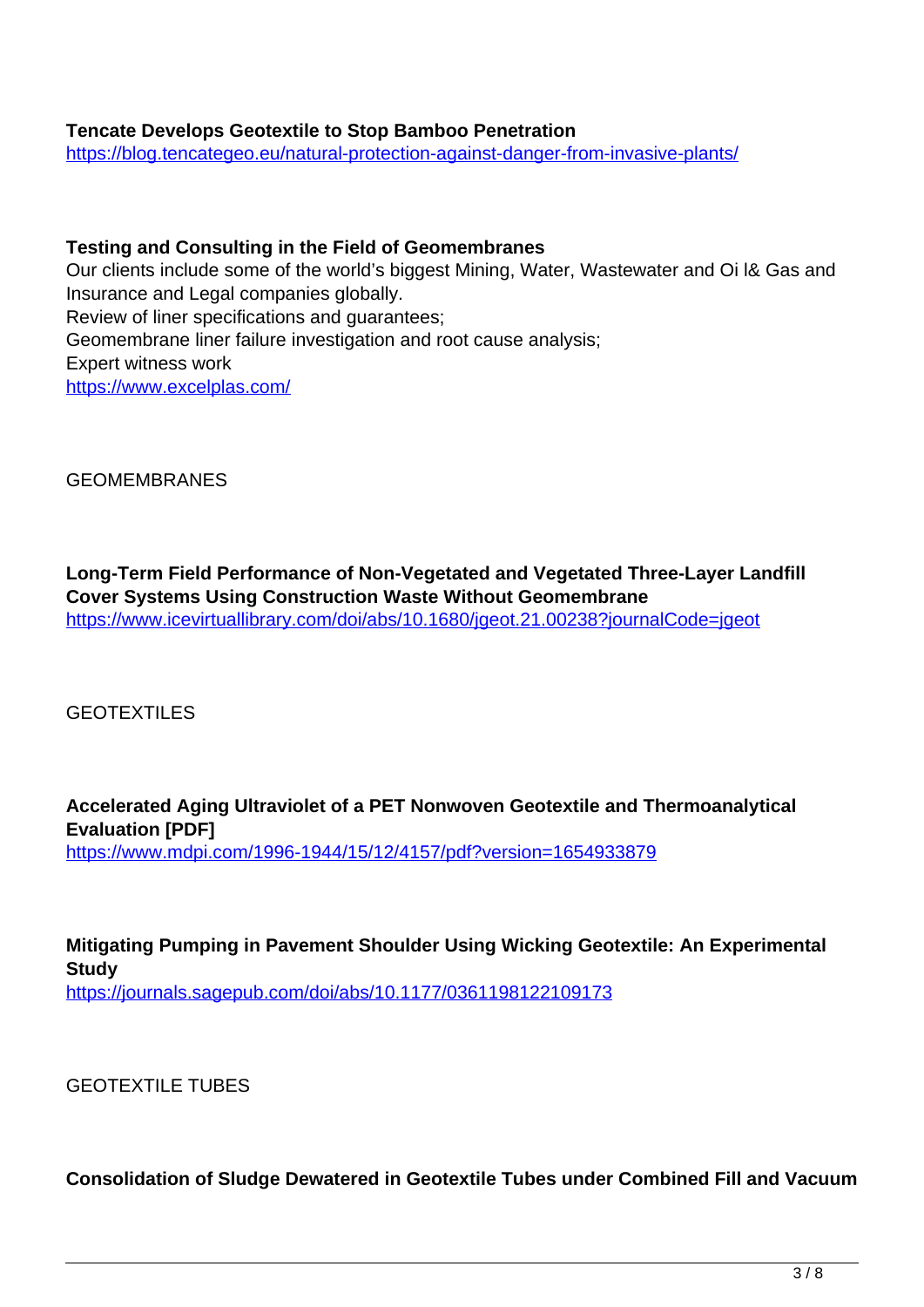**Tencate Develops Geotextile to Stop Bamboo Penetration**
https://blog.tencategeo.eu/natural-protection-against-danger-from-invasive-plants/

**Testing and Consulting in the Field of Geomembranes**
Our clients include some of the world's biggest Mining, Water, Wastewater and Oi l& Gas and Insurance and Legal companies globally.
Review of liner specifications and guarantees;
Geomembrane liner failure investigation and root cause analysis;
Expert witness work
https://www.excelplas.com/

GEOMEMBRANES

**Long-Term Field Performance of Non-Vegetated and Vegetated Three-Layer Landfill Cover Systems Using Construction Waste Without Geomembrane**
https://www.icevirtuallibrary.com/doi/abs/10.1680/jgeot.21.00238?journalCode=jgeot

GEOTEXTILES

**Accelerated Aging Ultraviolet of a PET Nonwoven Geotextile and Thermoanalytical Evaluation [PDF]**
https://www.mdpi.com/1996-1944/15/12/4157/pdf?version=1654933879

**Mitigating Pumping in Pavement Shoulder Using Wicking Geotextile: An Experimental Study**
https://journals.sagepub.com/doi/abs/10.1177/03611981221091​73

GEOTEXTILE TUBES

**Consolidation of Sludge Dewatered in Geotextile Tubes under Combined Fill and Vacuum**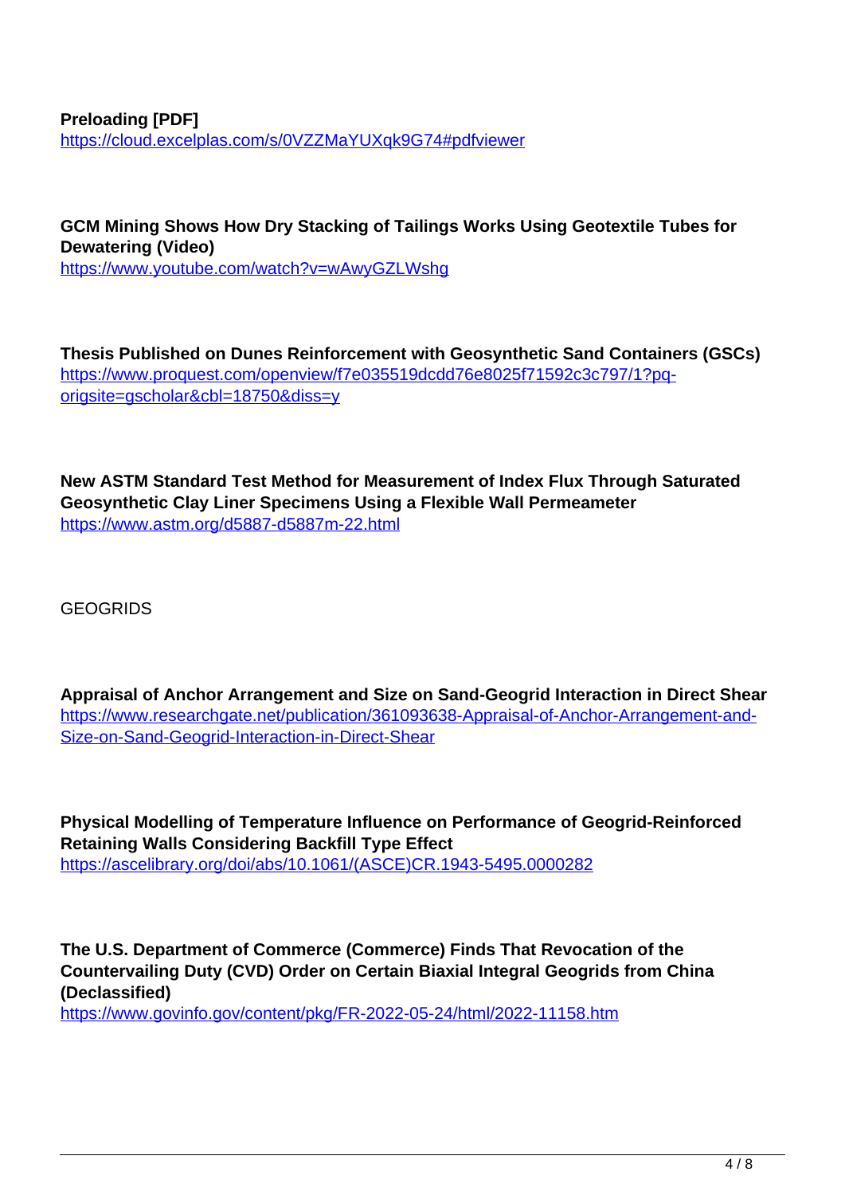**Preloading [PDF]**
https://cloud.excelplas.com/s/0VZZMaYUXqk9G74#pdfviewer

**GCM Mining Shows How Dry Stacking of Tailings Works Using Geotextile Tubes for Dewatering (Video)**
https://www.youtube.com/watch?v=wAwyGZLWshg

**Thesis Published on Dunes Reinforcement with Geosynthetic Sand Containers (GSCs)**
https://www.proquest.com/openview/f7e035519dcdd76e8025f71592c3c797/1?pq-origsite=gscholar&cbl=18750&diss=y

**New ASTM Standard Test Method for Measurement of Index Flux Through Saturated Geosynthetic Clay Liner Specimens Using a Flexible Wall Permeameter**
https://www.astm.org/d5887-d5887m-22.html

GEOGRIDS

**Appraisal of Anchor Arrangement and Size on Sand-Geogrid Interaction in Direct Shear**
https://www.researchgate.net/publication/361093638-Appraisal-of-Anchor-Arrangement-and-Size-on-Sand-Geogrid-Interaction-in-Direct-Shear

**Physical Modelling of Temperature Influence on Performance of Geogrid-Reinforced Retaining Walls Considering Backfill Type Effect**
https://ascelibrary.org/doi/abs/10.1061/(ASCE)CR.1943-5495.0000282

**The U.S. Department of Commerce (Commerce) Finds That Revocation of the Countervailing Duty (CVD) Order on Certain Biaxial Integral Geogrids from China (Declassified)**
https://www.govinfo.gov/content/pkg/FR-2022-05-24/html/2022-11158.htm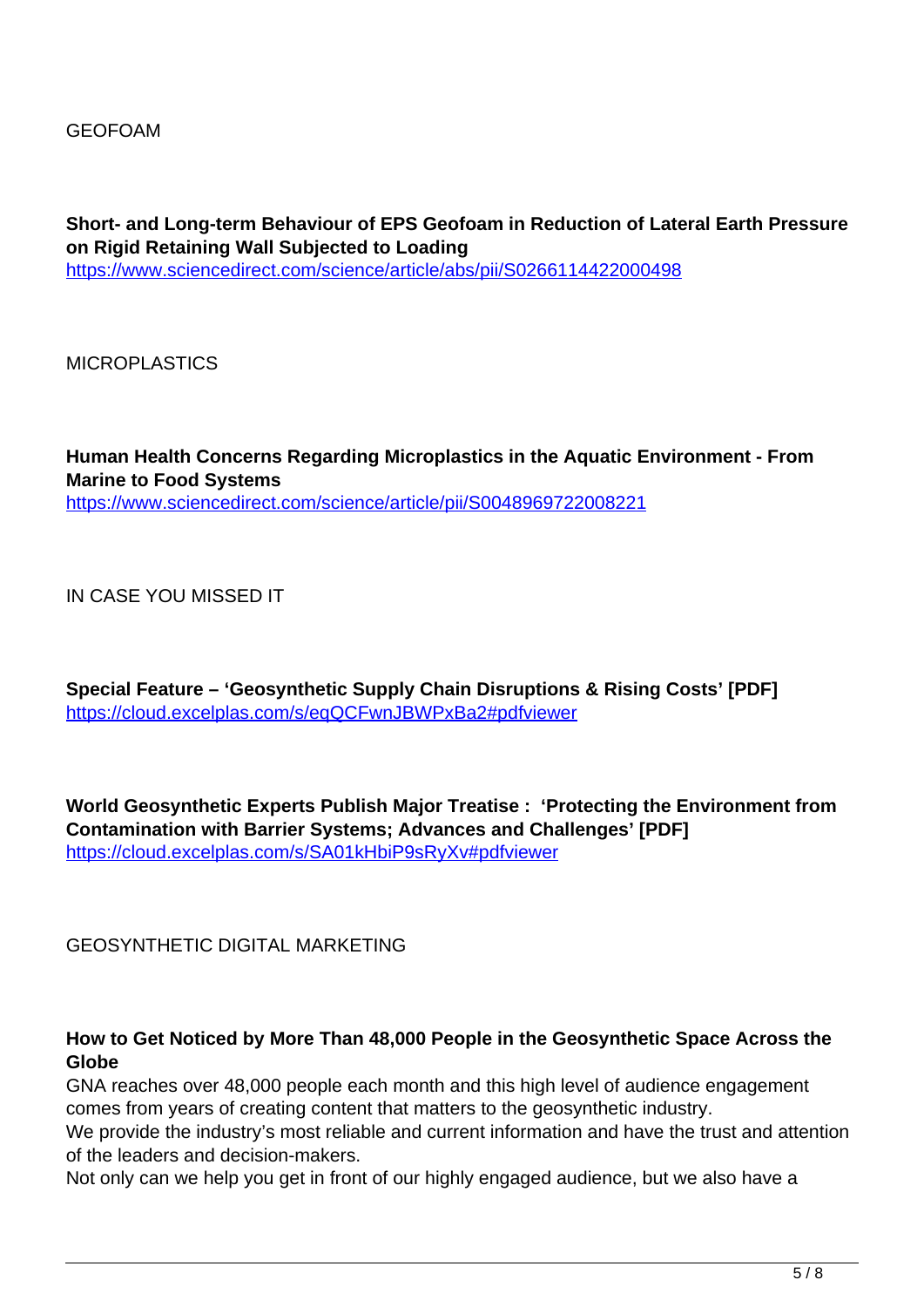GEOFOAM

**Short- and Long-term Behaviour of EPS Geofoam in Reduction of Lateral Earth Pressure on Rigid Retaining Wall Subjected to Loading**
https://www.sciencedirect.com/science/article/abs/pii/S0266114422000498

MICROPLASTICS

**Human Health Concerns Regarding Microplastics in the Aquatic Environment - From Marine to Food Systems**
https://www.sciencedirect.com/science/article/pii/S0048969722008221

IN CASE YOU MISSED IT

**Special Feature – 'Geosynthetic Supply Chain Disruptions & Rising Costs' [PDF]**
https://cloud.excelplas.com/s/eqQCFwnJBWPxBa2#pdfviewer

**World Geosynthetic Experts Publish Major Treatise : 'Protecting the Environment from Contamination with Barrier Systems; Advances and Challenges' [PDF]**
https://cloud.excelplas.com/s/SA01kHbiP9sRyXv#pdfviewer

GEOSYNTHETIC DIGITAL MARKETING

**How to Get Noticed by More Than 48,000 People in the Geosynthetic Space Across the Globe**
GNA reaches over 48,000 people each month and this high level of audience engagement comes from years of creating content that matters to the geosynthetic industry.
We provide the industry's most reliable and current information and have the trust and attention of the leaders and decision-makers.
Not only can we help you get in front of our highly engaged audience, but we also have a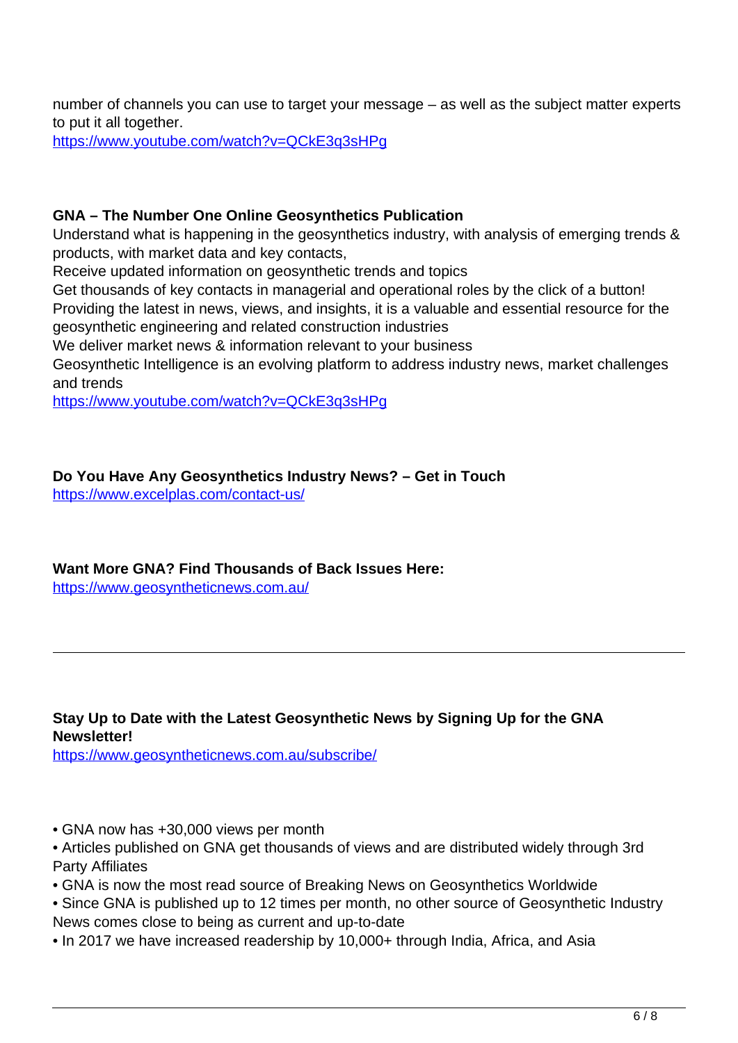number of channels you can use to target your message – as well as the subject matter experts to put it all together.
https://www.youtube.com/watch?v=QCkE3q3sHPg

**GNA – The Number One Online Geosynthetics Publication**

Understand what is happening in the geosynthetics industry, with analysis of emerging trends & products, with market data and key contacts,
Receive updated information on geosynthetic trends and topics
Get thousands of key contacts in managerial and operational roles by the click of a button!
Providing the latest in news, views, and insights, it is a valuable and essential resource for the geosynthetic engineering and related construction industries
We deliver market news & information relevant to your business
Geosynthetic Intelligence is an evolving platform to address industry news, market challenges and trends
https://www.youtube.com/watch?v=QCkE3q3sHPg

**Do You Have Any Geosynthetics Industry News? – Get in Touch**
https://www.excelplas.com/contact-us/

**Want More GNA? Find Thousands of Back Issues Here:**
https://www.geosyntheticnews.com.au/

---

**Stay Up to Date with the Latest Geosynthetic News by Signing Up for the GNA Newsletter!**
https://www.geosyntheticnews.com.au/subscribe/

- GNA now has +30,000 views per month
- Articles published on GNA get thousands of views and are distributed widely through 3rd Party Affiliates
- GNA is now the most read source of Breaking News on Geosynthetics Worldwide
- Since GNA is published up to 12 times per month, no other source of Geosynthetic Industry News comes close to being as current and up-to-date
- In 2017 we have increased readership by 10,000+ through India, Africa, and Asia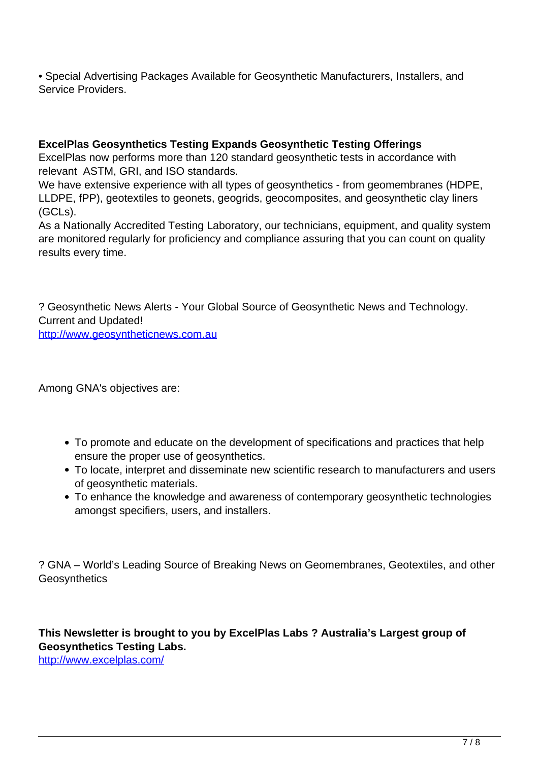• Special Advertising Packages Available for Geosynthetic Manufacturers, Installers, and Service Providers.

**ExcelPlas Geosynthetics Testing Expands Geosynthetic Testing Offerings**

ExcelPlas now performs more than 120 standard geosynthetic tests in accordance with relevant ASTM, GRI, and ISO standards.

We have extensive experience with all types of geosynthetics - from geomembranes (HDPE, LLDPE, fPP), geotextiles to geonets, geogrids, geocomposites, and geosynthetic clay liners (GCLs).

As a Nationally Accredited Testing Laboratory, our technicians, equipment, and quality system are monitored regularly for proficiency and compliance assuring that you can count on quality results every time.

? Geosynthetic News Alerts - Your Global Source of Geosynthetic News and Technology. Current and Updated!

http://www.geosyntheticnews.com.au

Among GNA's objectives are:

- To promote and educate on the development of specifications and practices that help ensure the proper use of geosynthetics.
- To locate, interpret and disseminate new scientific research to manufacturers and users of geosynthetic materials.
- To enhance the knowledge and awareness of contemporary geosynthetic technologies amongst specifiers, users, and installers.

? GNA – World's Leading Source of Breaking News on Geomembranes, Geotextiles, and other Geosynthetics

**This Newsletter is brought to you by ExcelPlas Labs ? Australia's Largest group of Geosynthetics Testing Labs.**

http://www.excelplas.com/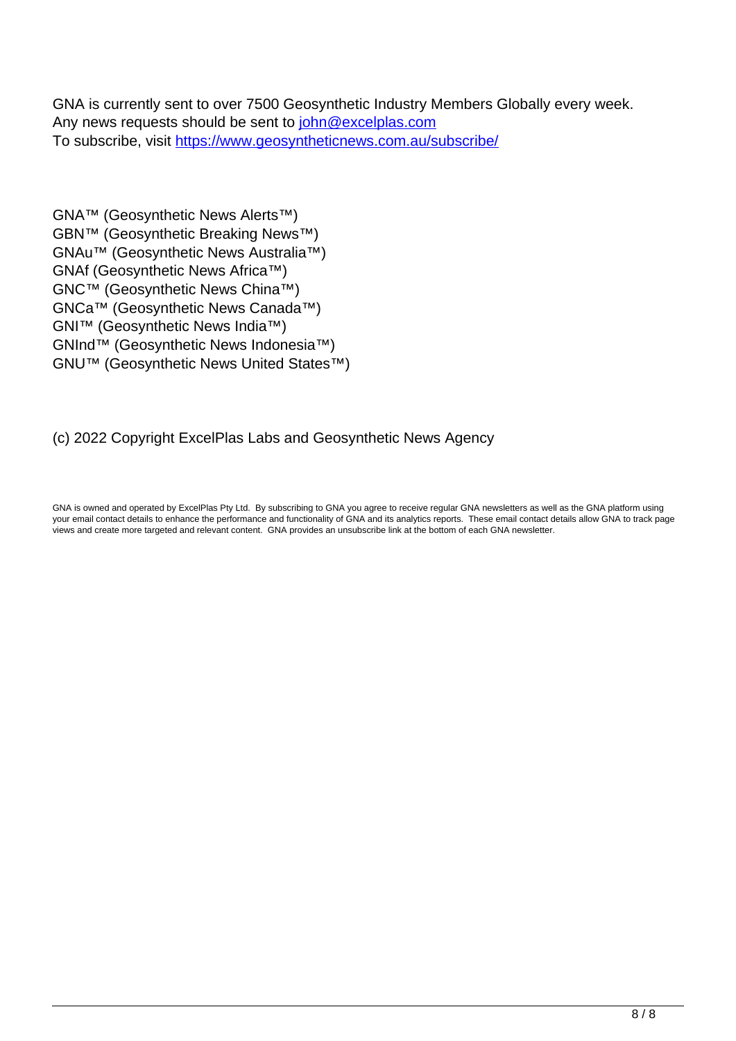GNA is currently sent to over 7500 Geosynthetic Industry Members Globally every week.
Any news requests should be sent to john@excelplas.com
To subscribe, visit https://www.geosyntheticnews.com.au/subscribe/

GNA™ (Geosynthetic News Alerts™)
GBN™ (Geosynthetic Breaking News™)
GNAu™ (Geosynthetic News Australia™)
GNAf (Geosynthetic News Africa™)
GNC™ (Geosynthetic News China™)
GNCa™ (Geosynthetic News Canada™)
GNI™ (Geosynthetic News India™)
GNInd™ (Geosynthetic News Indonesia™)
GNU™ (Geosynthetic News United States™)

(c) 2022 Copyright ExcelPlas Labs and Geosynthetic News Agency

GNA is owned and operated by ExcelPlas Pty Ltd. By subscribing to GNA you agree to receive regular GNA newsletters as well as the GNA platform using your email contact details to enhance the performance and functionality of GNA and its analytics reports. These email contact details allow GNA to track page views and create more targeted and relevant content. GNA provides an unsubscribe link at the bottom of each GNA newsletter.